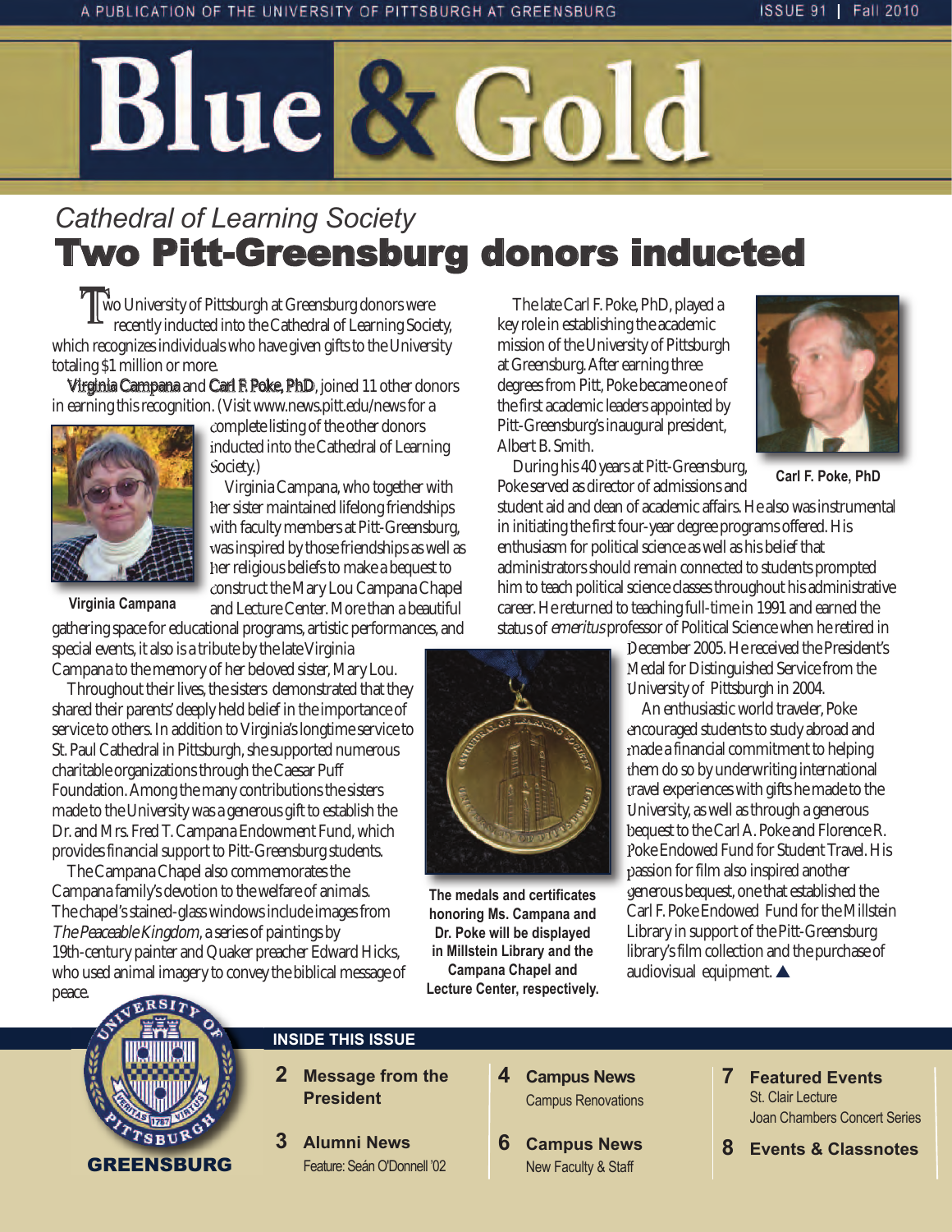# Blue & Gold

A PUBLICATION OF THE UNIVERSITY OF PITTSBURGH AT GREENSBURG

ISSUE 91 | Fall 2010

## *Cathedral of Learning Society*
# Two Pitt-Greensburg donors inducted

Two University of Pittsburgh at Greensburg donors were recently inducted into the Cathedral of Learning Society, which recognizes individuals who have given gifts to the University totaling $1 million or more.

**Virginia Campana** and **Carl F. Poke, PhD**, joined 11 other donors in earning this recognition. (Visit www.news.pitt.edu/news for a complete listing of the other donors inducted into the Cathedral of Learning Society.)

**Virginia Campana**

Virginia Campana, who together with her sister maintained lifelong friendships with faculty members at Pitt-Greensburg, was inspired by those friendships as well as her religious beliefs to make a bequest to construct the Mary Lou Campana Chapel and Lecture Center. More than a beautiful gathering space for educational programs, artistic performances, and special events, it also is a tribute by the late Virginia Campana to the memory of her beloved sister, Mary Lou.

Throughout their lives, the sisters demonstrated that they shared their parents' deeply held belief in the importance of service to others. In addition to Virginia's longtime service to St. Paul Cathedral in Pittsburgh, she supported numerous charitable organizations through the Caesar Puff Foundation. Among the many contributions the sisters made to the University was a generous gift to establish the Dr. and Mrs. Fred T. Campana Endowment Fund, which provides financial support to Pitt-Greensburg students.

The Campana Chapel also commemorates the Campana family's devotion to the welfare of animals. The chapel's stained-glass windows include images from *The Peaceable Kingdom*, a series of paintings by 19th-century painter and Quaker preacher Edward Hicks, who used animal imagery to convey the biblical message of peace.

The late Carl F. Poke, PhD, played a key role in establishing the academic mission of the University of Pittsburgh at Greensburg. After earning three degrees from Pitt, Poke became one of the first academic leaders appointed by Pitt-Greensburg's inaugural president, Albert B. Smith.

**Carl F. Poke, PhD**

During his 40 years at Pitt-Greensburg, Poke served as director of admissions and student aid and dean of academic affairs. He also was instrumental in initiating the first four-year degree programs offered. His enthusiasm for political science as well as his belief that administrators should remain connected to students prompted him to teach political science classes throughout his administrative career. He returned to teaching full-time in 1991 and earned the status of *emeritus* professor of Political Science when he retired in December 2005. He received the President's Medal for Distinguished Service from the University of Pittsburgh in 2004.

**The medals and certificates honoring Ms. Campana and Dr. Poke will be displayed in Millstein Library and the Campana Chapel and Lecture Center, respectively.**

An enthusiastic world traveler, Poke encouraged students to study abroad and made a financial commitment to helping them do so by underwriting international travel experiences with gifts he made to the University, as well as through a generous bequest to the Carl A. Poke and Florence R. Poke Endowed Fund for Student Travel. His passion for film also inspired another generous bequest, one that established the Carl F. Poke Endowed Fund for the Millstein Library in support of the Pitt-Greensburg library's film collection and the purchase of audiovisual equipment. ▲

GREENSBURG

## INSIDE THIS ISSUE

- **2 Message from the President**
- **3 Alumni News** — Feature: Seán O'Donnell '02
- **4 Campus News** — Campus Renovations
- **6 Campus News** — New Faculty & Staff
- **7 Featured Events** — St. Clair Lecture; Joan Chambers Concert Series
- **8 Events & Classnotes**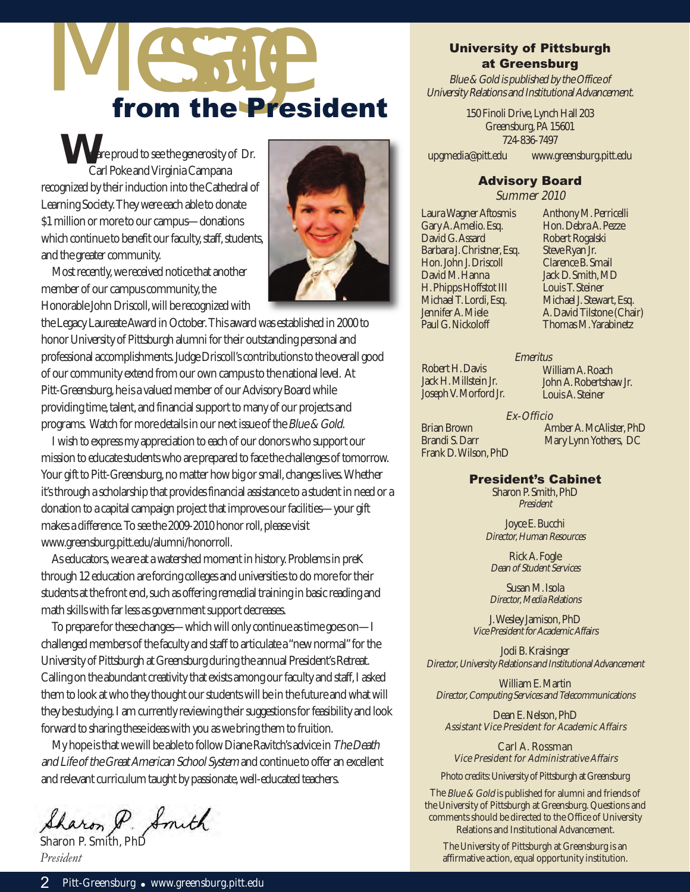# Message from the President

We are proud to see the generosity of Dr. Carl Poke and Virginia Campana recognized by their induction into the Cathedral of Learning Society. They were each able to donate $1 million or more to our campus—donations which continue to benefit our faculty, staff, students, and the greater community.

Most recently, we received notice that another member of our campus community, the Honorable John Driscoll, will be recognized with the Legacy Laureate Award in October. This award was established in 2000 to honor University of Pittsburgh alumni for their outstanding personal and professional accomplishments. Judge Driscoll's contributions to the overall good of our community extend from our own campus to the national level. At Pitt-Greensburg, he is a valued member of our Advisory Board while providing time, talent, and financial support to many of our projects and programs. Watch for more details in our next issue of the *Blue & Gold*.

I wish to express my appreciation to each of our donors who support our mission to educate students who are prepared to face the challenges of tomorrow. Your gift to Pitt-Greensburg, no matter how big or small, changes lives. Whether it's through a scholarship that provides financial assistance to a student in need or a donation to a capital campaign project that improves our facilities—your gift makes a difference. To see the 2009-2010 honor roll, please visit www.greensburg.pitt.edu/alumni/honorroll.

As educators, we are at a watershed moment in history. Problems in preK through 12 education are forcing colleges and universities to do more for their students at the front end, such as offering remedial training in basic reading and math skills with far less as government support decreases.

To prepare for these changes—which will only continue as time goes on—I challenged members of the faculty and staff to articulate a "new normal" for the University of Pittsburgh at Greensburg during the annual President's Retreat. Calling on the abundant creativity that exists among our faculty and staff, I asked them to look at who they thought our students will be in the future and what will they be studying. I am currently reviewing their suggestions for feasibility and look forward to sharing these ideas with you as we bring them to fruition.

My hope is that we will be able to follow Diane Ravitch's advice in *The Death and Life of the Great American School System* and continue to offer an excellent and relevant curriculum taught by passionate, well-educated teachers.

Sharon P. Smith

Sharon P. Smith, PhD
*President*

---

## University of Pittsburgh at Greensburg

*Blue & Gold is published by the Office of University Relations and Institutional Advancement.*

150 Finoli Drive, Lynch Hall 203
Greensburg, PA 15601
724-836-7497
upgmedia@pitt.edu    www.greensburg.pitt.edu

## Advisory Board

*Summer 2010*

Laura Wagner Aftosmis
Gary A. Amelio. Esq.
David G. Assard
Barbara J. Christner, Esq.
Hon. John J. Driscoll
David M. Hanna
H. Phipps Hoffstot III
Michael T. Lordi, Esq.
Jennifer A. Miele
Paul G. Nickoloff
Anthony M. Perricelli
Hon. Debra A. Pezze
Robert Rogalski
Steve Ryan Jr.
Clarence B. Smail
Jack D. Smith, MD
Louis T. Steiner
Michael J. Stewart, Esq.
A. David Tilstone (Chair)
Thomas M. Yarabinetz

*Emeritus*

Robert H. Davis
Jack H. Millstein Jr.
Joseph V. Morford Jr.
William A. Roach
John A. Robertshaw Jr.
Louis A. Steiner

*Ex-Officio*

Brian Brown
Brandi S. Darr
Frank D. Wilson, PhD
Amber A. McAlister, PhD
Mary Lynn Yothers, DC

## President's Cabinet

Sharon P. Smith, PhD
*President*

Joyce E. Bucchi
*Director, Human Resources*

Rick A. Fogle
*Dean of Student Services*

Susan M. Isola
*Director, Media Relations*

J. Wesley Jamison, PhD
*Vice President for Academic Affairs*

Jodi B. Kraisinger
*Director, University Relations and Institutional Advancement*

William E. Martin
*Director, Computing Services and Telecommunications*

Dean E. Nelson, PhD
*Assistant Vice President for Academic Affairs*

Carl A. Rossman
*Vice President for Administrative Affairs*

Photo credits: University of Pittsburgh at Greensburg

The *Blue & Gold* is published for alumni and friends of the University of Pittsburgh at Greensburg. Questions and comments should be directed to the Office of University Relations and Institutional Advancement.

The University of Pittsburgh at Greensburg is an affirmative action, equal opportunity institution.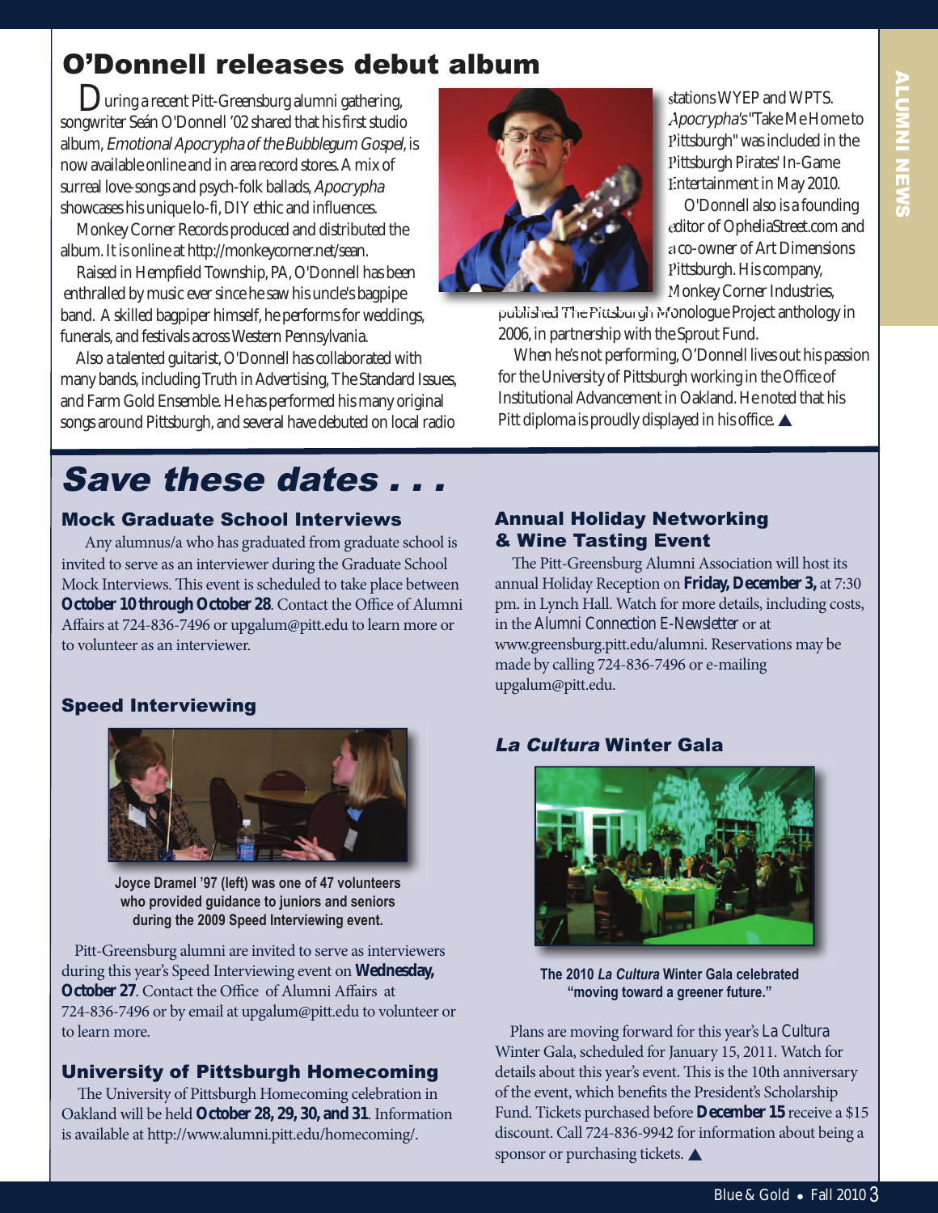# O'Donnell releases debut album

During a recent Pitt-Greensburg alumni gathering, songwriter Seán O'Donnell '02 shared that his first studio album, *Emotional Apocrypha of the Bubblegum Gospel*, is now available online and in area record stores. A mix of surreal love-songs and psych-folk ballads, *Apocrypha* showcases his unique lo-fi, DIY ethic and influences.

Monkey Corner Records produced and distributed the album. It is online at http://monkeycorner.net/sean.

Raised in Hempfield Township, PA, O'Donnell has been enthralled by music ever since he saw his uncle's bagpipe band. A skilled bagpiper himself, he performs for weddings, funerals, and festivals across Western Pennsylvania.

Also a talented guitarist, O'Donnell has collaborated with many bands, including Truth in Advertising, The Standard Issues, and Farm Gold Ensemble. He has performed his many original songs around Pittsburgh, and several have debuted on local radio stations WYEP and WPTS. *Apocrypha's* "Take Me Home to Pittsburgh" was included in the Pittsburgh Pirates' In-Game Entertainment in May 2010.

O'Donnell also is a founding editor of OpheliaStreet.com and a co-owner of Art Dimensions Pittsburgh. His company, Monkey Corner Industries, published The Pittsburgh Monologue Project anthology in 2006, in partnership with the Sprout Fund.

When he's not performing, O'Donnell lives out his passion for the University of Pittsburgh working in the Office of Institutional Advancement in Oakland. He noted that his Pitt diploma is proudly displayed in his office. ▲

# Save these dates . . .

## Mock Graduate School Interviews

Any alumnus/a who has graduated from graduate school is invited to serve as an interviewer during the Graduate School Mock Interviews. This event is scheduled to take place between **October 10 through October 28**. Contact the Office of Alumni Affairs at 724-836-7496 or upgalum@pitt.edu to learn more or to volunteer as an interviewer.

## Speed Interviewing

Joyce Dramel '97 (left) was one of 47 volunteers who provided guidance to juniors and seniors during the 2009 Speed Interviewing event.

Pitt-Greensburg alumni are invited to serve as interviewers during this year's Speed Interviewing event on **Wednesday, October 27**. Contact the Office of Alumni Affairs at 724-836-7496 or by email at upgalum@pitt.edu to volunteer or to learn more.

## University of Pittsburgh Homecoming

The University of Pittsburgh Homecoming celebration in Oakland will be held **October 28, 29, 30, and 31**. Information is available at http://www.alumni.pitt.edu/homecoming/.

## Annual Holiday Networking & Wine Tasting Event

The Pitt-Greensburg Alumni Association will host its annual Holiday Reception on **Friday, December 3,** at 7:30 pm. in Lynch Hall. Watch for more details, including costs, in the *Alumni Connection E-Newsletter* or at www.greensburg.pitt.edu/alumni. Reservations may be made by calling 724-836-7496 or e-mailing upgalum@pitt.edu.

## *La Cultura* Winter Gala

The 2010 *La Cultura* Winter Gala celebrated "moving toward a greener future."

Plans are moving forward for this year's *La Cultura* Winter Gala, scheduled for January 15, 2011. Watch for details about this year's event. This is the 10th anniversary of the event, which benefits the President's Scholarship Fund. Tickets purchased before **December 15** receive a $15 discount. Call 724-836-9942 for information about being a sponsor or purchasing tickets. ▲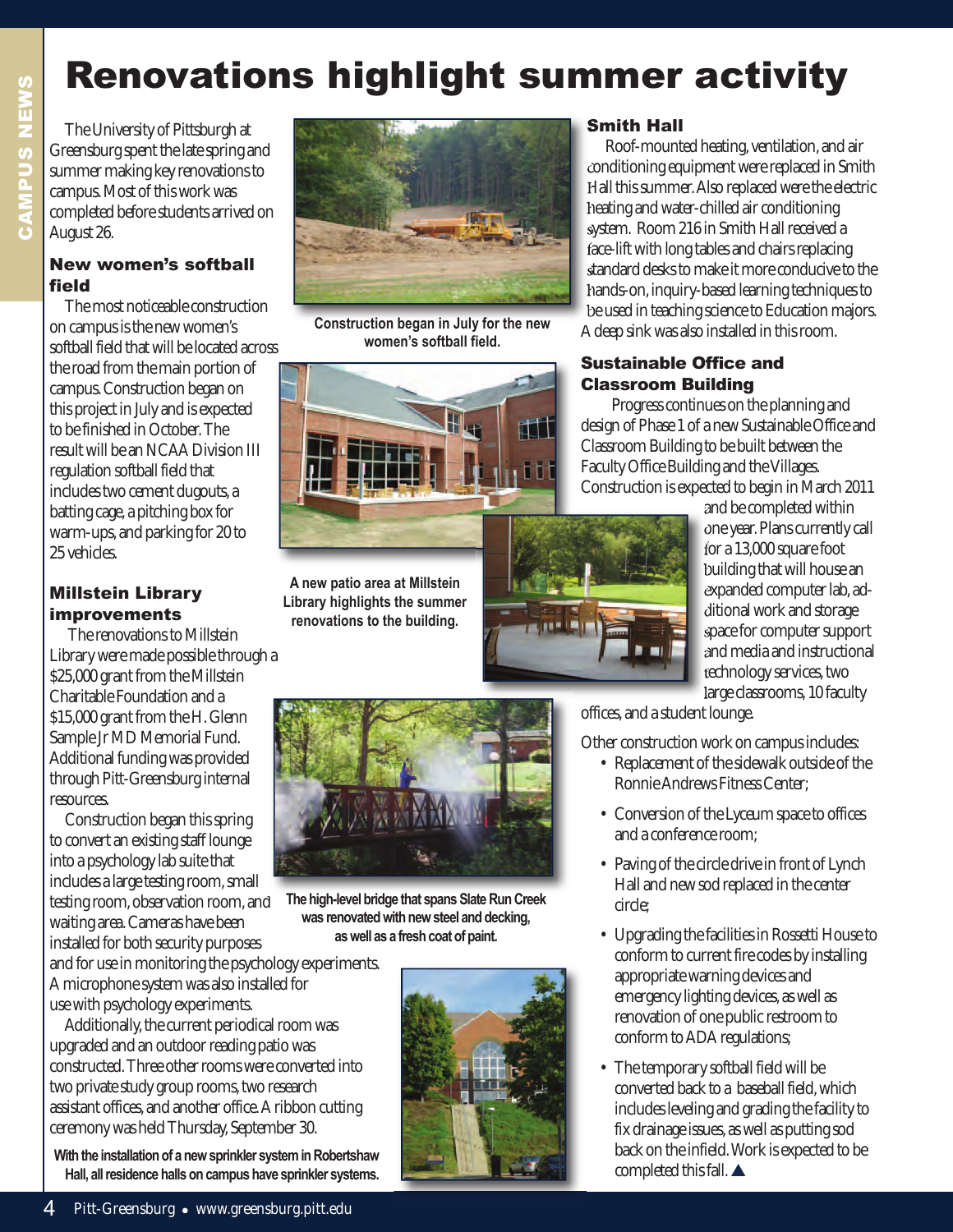# Renovations highlight summer activity

The University of Pittsburgh at Greensburg spent the late spring and summer making key renovations to campus. Most of this work was completed before students arrived on August 26.

### New women's softball field

The most noticeable construction on campus is the new women's softball field that will be located across the road from the main portion of campus. Construction began on this project in July and is expected to be finished in October. The result will be an NCAA Division III regulation softball field that includes two cement dugouts, a batting cage, a pitching box for warm-ups, and parking for 20 to 25 vehicles.

Construction began in July for the new women's softball field.

### Millstein Library improvements

The renovations to Millstein Library were made possible through a $25,000 grant from the Millstein Charitable Foundation and a $15,000 grant from the H. Glenn Sample Jr MD Memorial Fund. Additional funding was provided through Pitt-Greensburg internal resources.

Construction began this spring to convert an existing staff lounge into a psychology lab suite that includes a large testing room, small testing room, observation room, and waiting area. Cameras have been installed for both security purposes and for use in monitoring the psychology experiments. A microphone system was also installed for use with psychology experiments.

Additionally, the current periodical room was upgraded and an outdoor reading patio was constructed. Three other rooms were converted into two private study group rooms, two research assistant offices, and another office. A ribbon cutting ceremony was held Thursday, September 30.

A new patio area at Millstein Library highlights the summer renovations to the building.

The high-level bridge that spans Slate Run Creek was renovated with new steel and decking, as well as a fresh coat of paint.

With the installation of a new sprinkler system in Robertshaw Hall, all residence halls on campus have sprinkler systems.

### Smith Hall

Roof-mounted heating, ventilation, and air conditioning equipment were replaced in Smith Hall this summer. Also replaced were the electric heating and water-chilled air conditioning system. Room 216 in Smith Hall received a face-lift with long tables and chairs replacing standard desks to make it more conducive to the hands-on, inquiry-based learning techniques to be used in teaching science to Education majors. A deep sink was also installed in this room.

### Sustainable Office and Classroom Building

Progress continues on the planning and design of Phase 1 of a new Sustainable Office and Classroom Building to be built between the Faculty Office Building and the Villages. Construction is expected to begin in March 2011 and be completed within one year. Plans currently call for a 13,000 square foot building that will house an expanded computer lab, additional work and storage space for computer support and media and instructional technology services, two large classrooms, 10 faculty offices, and a student lounge.

Other construction work on campus includes:

- Replacement of the sidewalk outside of the Ronnie Andrews Fitness Center;
- Conversion of the Lyceum space to offices and a conference room;
- Paving of the circle drive in front of Lynch Hall and new sod replaced in the center circle;
- Upgrading the facilities in Rossetti House to conform to current fire codes by installing appropriate warning devices and emergency lighting devices, as well as renovation of one public restroom to conform to ADA regulations;
- The temporary softball field will be converted back to a baseball field, which includes leveling and grading the facility to fix drainage issues, as well as putting sod back on the infield. Work is expected to be completed this fall. ▲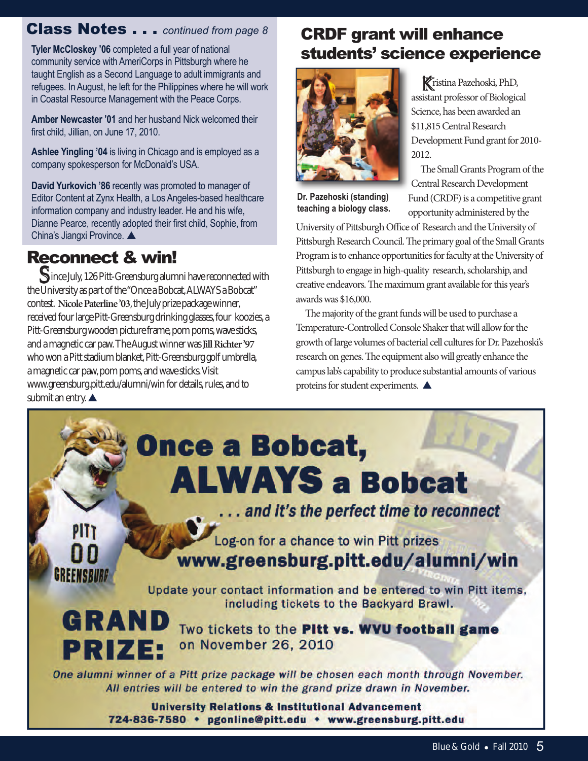## Class Notes . . . *continued from page 8*

**Tyler McCloskey '06** completed a full year of national community service with AmeriCorps in Pittsburgh where he taught English as a Second Language to adult immigrants and refugees. In August, he left for the Philippines where he will work in Coastal Resource Management with the Peace Corps.

**Amber Newcaster '01** and her husband Nick welcomed their first child, Jillian, on June 17, 2010.

**Ashlee Yingling '04** is living in Chicago and is employed as a company spokesperson for McDonald's USA.

**David Yurkovich '86** recently was promoted to manager of Editor Content at Zynx Health, a Los Angeles-based healthcare information company and industry leader. He and his wife, Dianne Pearce, recently adopted their first child, Sophie, from China's Jiangxi Province. ▲

## Reconnect & win!

Since July, 126 Pitt-Greensburg alumni have reconnected with the University as part of the "Once a Bobcat, ALWAYS a Bobcat" contest. **Nicole Paterline '03**, the July prize package winner, received four large Pitt-Greensburg drinking glasses, four koozies, a Pitt-Greensburg wooden picture frame, pom poms, wave sticks, and a magnetic car paw. The August winner was **Jill Richter '97** who won a Pitt stadium blanket, Pitt-Greensburg golf umbrella, a magnetic car paw, pom poms, and wave sticks. Visit www.greensburg.pitt.edu/alumni/win for details, rules, and to submit an entry. ▲

## CRDF grant will enhance students' science experience

Dr. Pazehoski (standing) teaching a biology class.

Kristina Pazehoski, PhD, assistant professor of Biological Science, has been awarded an $11,815 Central Research Development Fund grant for 2010-2012.

The Small Grants Program of the Central Research Development Fund (CRDF) is a competitive grant opportunity administered by the University of Pittsburgh Office of Research and the University of Pittsburgh Research Council. The primary goal of the Small Grants Program is to enhance opportunities for faculty at the University of Pittsburgh to engage in high-quality research, scholarship, and creative endeavors. The maximum grant available for this year's awards was $16,000.

The majority of the grant funds will be used to purchase a Temperature-Controlled Console Shaker that will allow for the growth of large volumes of bacterial cell cultures for Dr. Pazehoski's research on genes. The equipment also will greatly enhance the campus lab's capability to produce substantial amounts of various proteins for student experiments. ▲

# Once a Bobcat, ALWAYS a Bobcat

*. . . and it's the perfect time to reconnect*

Log-on for a chance to win Pitt prizes
**www.greensburg.pitt.edu/alumni/win**

Update your contact information and be entered to win Pitt items, including tickets to the Backyard Brawl.

**GRAND PRIZE:** Two tickets to the **Pitt vs. WVU football game** on November 26, 2010

*One alumni winner of a Pitt prize package will be chosen each month through November. All entries will be entered to win the grand prize drawn in November.*

**University Relations & Institutional Advancement**
**724-836-7580 • pgonline@pitt.edu • www.greensburg.pitt.edu**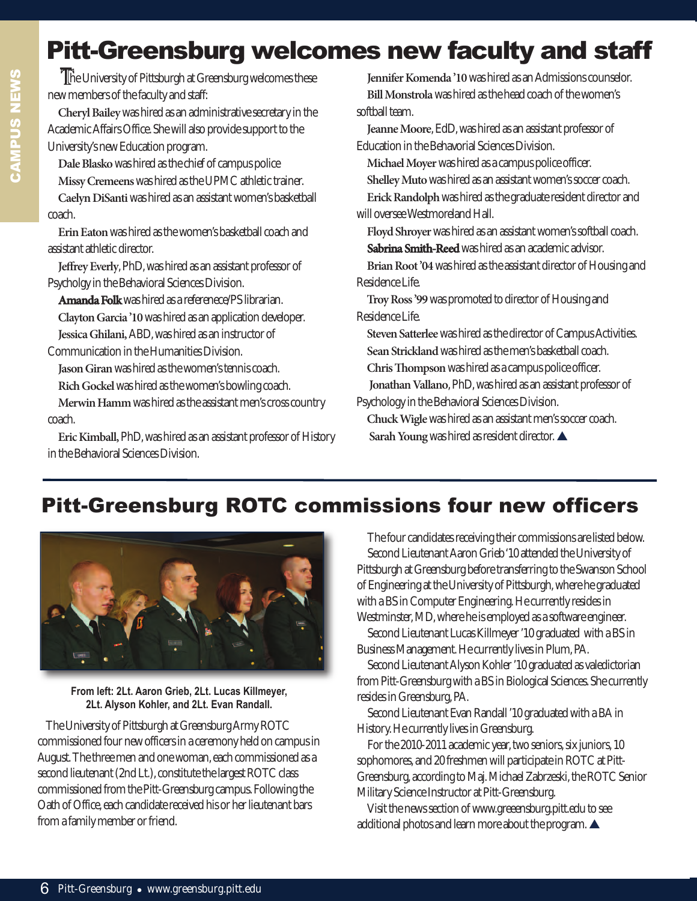# Pitt-Greensburg welcomes new faculty and staff

The University of Pittsburgh at Greensburg welcomes these new members of the faculty and staff:

**Cheryl Bailey** was hired as an administrative secretary in the Academic Affairs Office. She will also provide support to the University's new Education program.

**Dale Blasko** was hired as the chief of campus police

**Missy Cremeens** was hired as the UPMC athletic trainer.

**Caelyn DiSanti** was hired as an assistant women's basketball coach.

**Erin Eaton** was hired as the women's basketball coach and assistant athletic director.

**Jeffrey Everly**, PhD, was hired as an assistant professor of Psycholgy in the Behavioral Sciences Division.

**Amanda Folk** was hired as a referenece/PS librarian.

**Clayton Garcia '10** was hired as an application developer.

**Jessica Ghilani**, ABD, was hired as an instructor of Communication in the Humanities Division.

**Jason Giran** was hired as the women's tennis coach.

**Rich Gockel** was hired as the women's bowling coach.

**Merwin Hamm** was hired as the assistant men's cross country coach.

**Eric Kimball**, PhD, was hired as an assistant professor of History in the Behavioral Sciences Division.

**Jennifer Komenda '10** was hired as an Admissions counselor.

**Bill Monstrola** was hired as the head coach of the women's softball team.

**Jeanne Moore**, EdD, was hired as an assistant professor of Education in the Behavorial Sciences Division.

**Michael Moyer** was hired as a campus police officer.

**Shelley Muto** was hired as an assistant women's soccer coach.

**Erick Randolph** was hired as the graduate resident director and will oversee Westmoreland Hall.

**Floyd Shroyer** was hired as an assistant women's softball coach.

**Sabrina Smith-Reed** was hired as an academic advisor.

**Brian Root '04** was hired as the assistant director of Housing and Residence Life.

**Troy Ross '99** was promoted to director of Housing and Residence Life.

**Steven Satterlee** was hired as the director of Campus Activities.

**Sean Strickland** was hired as the men's basketball coach.

**Chris Thompson** was hired as a campus police officer.

**Jonathan Vallano**, PhD, was hired as an assistant professor of Psychology in the Behavioral Sciences Division.

**Chuck Wigle** was hired as an assistant men's soccer coach.

**Sarah Young** was hired as resident director. ▲

# Pitt-Greensburg ROTC commissions four new officers

**From left: 2Lt. Aaron Grieb, 2Lt. Lucas Killmeyer, 2Lt. Alyson Kohler, and 2Lt. Evan Randall.**

The University of Pittsburgh at Greensburg Army ROTC commissioned four new officers in a ceremony held on campus in August. The three men and one woman, each commissioned as a second lieutenant (2nd Lt.), constitute the largest ROTC class commissioned from the Pitt-Greensburg campus. Following the Oath of Office, each candidate received his or her lieutenant bars from a family member or friend.

The four candidates receiving their commissions are listed below.

Second Lieutenant Aaron Grieb '10 attended the University of Pittsburgh at Greensburg before transferring to the Swanson School of Engineering at the University of Pittsburgh, where he graduated with a BS in Computer Engineering. He currently resides in Westminster, MD, where he is employed as a software engineer.

Second Lieutenant Lucas Killmeyer '10 graduated with a BS in Business Management. He currently lives in Plum, PA.

Second Lieutenant Alyson Kohler '10 graduated as valedictorian from Pitt-Greensburg with a BS in Biological Sciences. She currently resides in Greensburg, PA.

Second Lieutenant Evan Randall '10 graduated with a BA in History. He currently lives in Greensburg.

For the 2010-2011 academic year, two seniors, six juniors, 10 sophomores, and 20 freshmen will participate in ROTC at Pitt-Greensburg, according to Maj. Michael Zabrzeski, the ROTC Senior Military Science Instructor at Pitt-Greensburg.

Visit the news section of www.greeensburg.pitt.edu to see additional photos and learn more about the program. ▲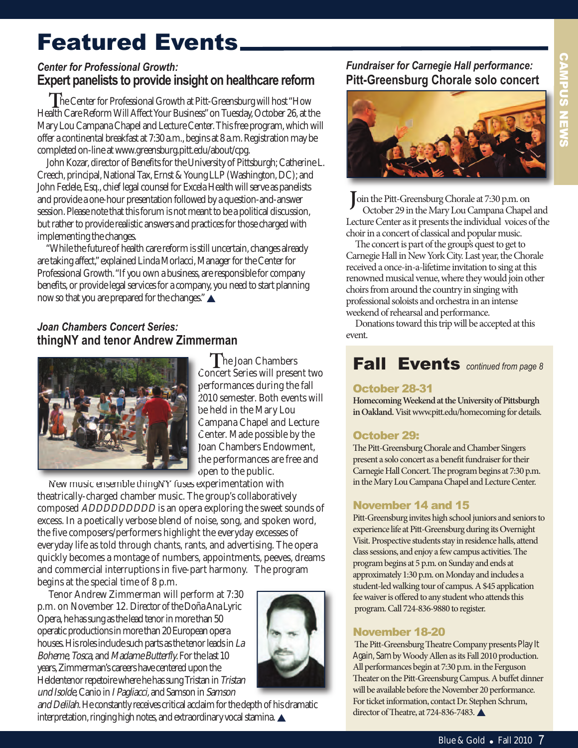# Featured Events

### *Center for Professional Growth:*
## Expert panelists to provide insight on healthcare reform

The Center for Professional Growth at Pitt-Greensburg will host "How Health Care Reform Will Affect Your Business" on Tuesday, October 26, at the Mary Lou Campana Chapel and Lecture Center. This free program, which will offer a continental breakfast at 7:30 a.m., begins at 8 a.m. Registration may be completed on-line at www.greensburg.pitt.edu/about/cpg.

John Kozar, director of Benefits for the University of Pittsburgh; Catherine L. Creech, principal, National Tax, Ernst & Young LLP (Washington, DC); and John Fedele, Esq., chief legal counsel for Excela Health will serve as panelists and provide a one-hour presentation followed by a question-and-answer session. Please note that this forum is not meant to be a political discussion, but rather to provide realistic answers and practices for those charged with implementing the changes.

"While the future of health care reform is still uncertain, changes already are taking affect," explained Linda Morlacci, Manager for the Center for Professional Growth. "If you own a business, are responsible for company benefits, or provide legal services for a company, you need to start planning now so that you are prepared for the changes." ▲

### *Joan Chambers Concert Series:*
## thingNY and tenor Andrew Zimmerman

The Joan Chambers Concert Series will present two performances during the fall 2010 semester. Both events will be held in the Mary Lou Campana Chapel and Lecture Center. Made possible by the Joan Chambers Endowment, the performances are free and open to the public.

New music ensemble thingNY fuses experimentation with theatrically-charged chamber music. The group's collaboratively composed *ADDDDDDDDD* is an opera exploring the sweet sounds of excess. In a poetically verbose blend of noise, song, and spoken word, the five composers/performers highlight the everyday excesses of everyday life as told through chants, rants, and advertising. The opera quickly becomes a montage of numbers, appointments, peeves, dreams and commercial interruptions in five-part harmony. The program begins at the special time of 8 p.m.

Tenor Andrew Zimmerman will perform at 7:30 p.m. on November 12. Director of the Doña Ana Lyric Opera, he has sung as the lead tenor in more than 50 operatic productions in more than 20 European opera houses. His roles include such parts as the tenor leads in *La Boheme*, *Tosca*, and *Madame Butterfly*. For the last 10 years, Zimmerman's careers have centered upon the Heldentenor repetoire where he has sung Tristan in *Tristan und Isolde*, Canio in *I Pagliacci*, and Samson in *Samson and Delilah*. He constantly receives critical acclaim for the depth of his dramatic interpretation, ringing high notes, and extraordinary vocal stamina. ▲

### *Fundraiser for Carnegie Hall performance:*
## Pitt-Greensburg Chorale solo concert

Join the Pitt-Greensburg Chorale at 7:30 p.m. on October 29 in the Mary Lou Campana Chapel and Lecture Center as it presents the individual voices of the choir in a concert of classical and popular music.

The concert is part of the group's quest to get to Carnegie Hall in New York City. Last year, the Chorale received a once-in-a-lifetime invitation to sing at this renowned musical venue, where they would join other choirs from around the country in singing with professional soloists and orchestra in an intense weekend of rehearsal and performance.

Donations toward this trip will be accepted at this event.

# Fall Events *continued from page 8*

### October 28-31
**Homecoming Weekend at the University of Pittsburgh in Oakland.** Visit www.pitt.edu/homecoming for details.

### October 29:
The Pitt-Greensburg Chorale and Chamber Singers present a solo concert as a benefit fundraiser for their Carnegie Hall Concert. The program begins at 7:30 p.m. in the Mary Lou Campana Chapel and Lecture Center.

### November 14 and 15
Pitt-Greensburg invites high school juniors and seniors to experience life at Pitt-Greensburg during its Overnight Visit. Prospective students stay in residence halls, attend class sessions, and enjoy a few campus activities. The program begins at 5 p.m. on Sunday and ends at approximately 1:30 p.m. on Monday and includes a student-led walking tour of campus. A $45 application fee waiver is offered to any student who attends this program. Call 724-836-9880 to register.

### November 18-20
The Pitt-Greensburg Theatre Company presents Play It Again, Sam by Woody Allen as its Fall 2010 production. All performances begin at 7:30 p.m. in the Ferguson Theater on the Pitt-Greensburg Campus. A buffet dinner will be available before the November 20 performance. For ticket information, contact Dr. Stephen Schrum, director of Theatre, at 724-836-7483. ▲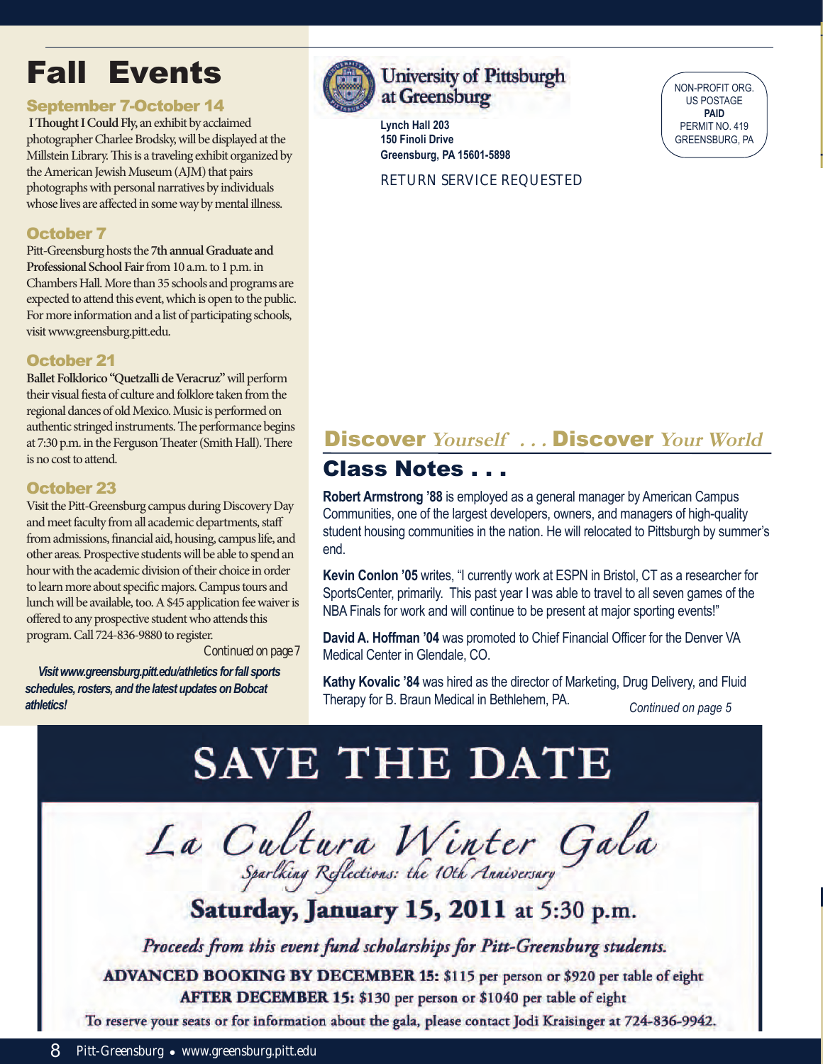# Fall Events

### September 7-October 14

**I Thought I Could Fly**, an exhibit by acclaimed photographer Charlee Brodsky, will be displayed at the Millstein Library. This is a traveling exhibit organized by the American Jewish Museum (AJM) that pairs photographs with personal narratives by individuals whose lives are affected in some way by mental illness.

### October 7

Pitt-Greensburg hosts the **7th annual Graduate and Professional School Fair** from 10 a.m. to 1 p.m. in Chambers Hall. More than 35 schools and programs are expected to attend this event, which is open to the public. For more information and a list of participating schools, visit www.greensburg.pitt.edu.

### October 21

**Ballet Folklorico "Quetzalli de Veracruz"** will perform their visual fiesta of culture and folklore taken from the regional dances of old Mexico. Music is performed on authentic stringed instruments. The performance begins at 7:30 p.m. in the Ferguson Theater (Smith Hall). There is no cost to attend.

### October 23

Visit the Pitt-Greensburg campus during Discovery Day and meet faculty from all academic departments, staff from admissions, financial aid, housing, campus life, and other areas. Prospective students will be able to spend an hour with the academic division of their choice in order to learn more about specific majors. Campus tours and lunch will be available, too. A $45 application fee waiver is offered to any prospective student who attends this program. Call 724-836-9880 to register.

*Continued on page 7*

***Visit www.greensburg.pitt.edu/athletics for fall sports schedules, rosters, and the latest updates on Bobcat athletics!***

University of Pittsburgh at Greensburg

**Lynch Hall 203**
**150 Finoli Drive**
**Greensburg, PA 15601-5898**

RETURN SERVICE REQUESTED

NON-PROFIT ORG.
US POSTAGE
**PAID**
PERMIT NO. 419
GREENSBURG, PA

## Discover *Yourself* . . . Discover *Your World*

## Class Notes . . .

**Robert Armstrong '88** is employed as a general manager by American Campus Communities, one of the largest developers, owners, and managers of high-quality student housing communities in the nation. He will relocated to Pittsburgh by summer's end.

**Kevin Conlon '05** writes, "I currently work at ESPN in Bristol, CT as a researcher for SportsCenter, primarily. This past year I was able to travel to all seven games of the NBA Finals for work and will continue to be present at major sporting events!"

**David A. Hoffman '04** was promoted to Chief Financial Officer for the Denver VA Medical Center in Glendale, CO.

**Kathy Kovalic '84** was hired as the director of Marketing, Drug Delivery, and Fluid Therapy for B. Braun Medical in Bethlehem, PA.

*Continued on page 5*

# SAVE THE DATE

## *La Cultura Winter Gala*

*Sparkling Reflections: the 10th Anniversary*

**Saturday, January 15, 2011** at 5:30 p.m.

*Proceeds from this event fund scholarships for Pitt-Greensburg students.*

**ADVANCED BOOKING BY DECEMBER 15:** $115 per person or $920 per table of eight

**AFTER DECEMBER 15:** $130 per person or $1040 per table of eight

To reserve your seats or for information about the gala, please contact Jodi Kraisinger at 724-836-9942.